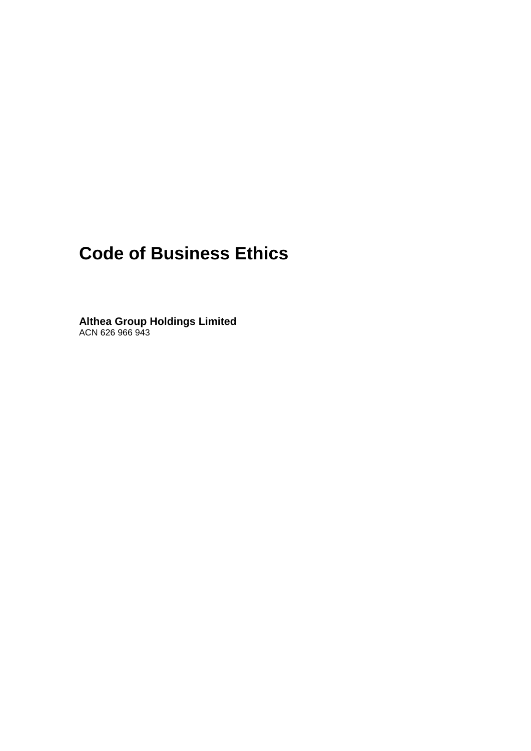# Code of Business Ethics

**Althea Group Holdings Limited**
ACN 626 966 943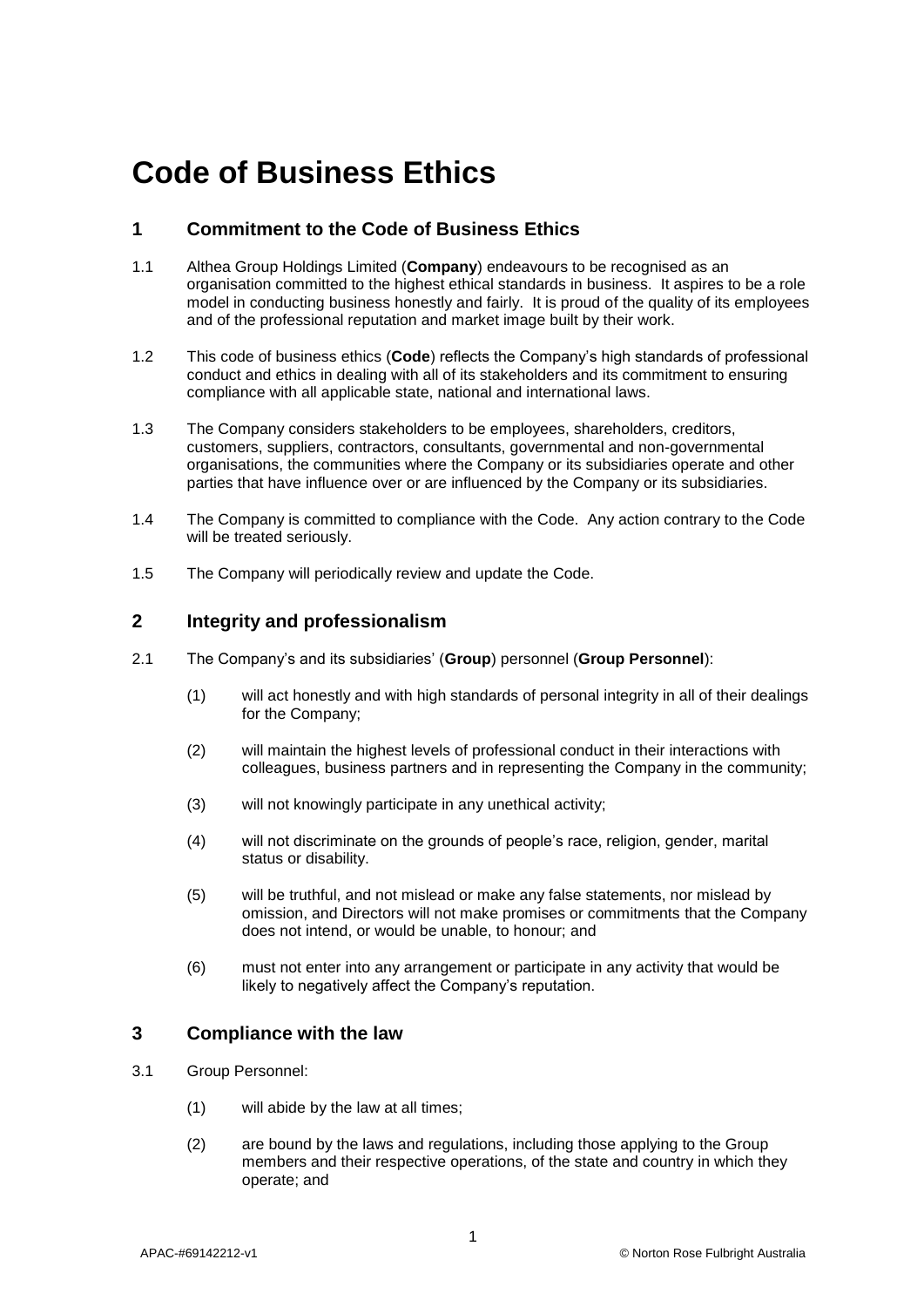# Code of Business Ethics

## 1 Commitment to the Code of Business Ethics

1.1 Althea Group Holdings Limited (**Company**) endeavours to be recognised as an organisation committed to the highest ethical standards in business. It aspires to be a role model in conducting business honestly and fairly. It is proud of the quality of its employees and of the professional reputation and market image built by their work.

1.2 This code of business ethics (**Code**) reflects the Company's high standards of professional conduct and ethics in dealing with all of its stakeholders and its commitment to ensuring compliance with all applicable state, national and international laws.

1.3 The Company considers stakeholders to be employees, shareholders, creditors, customers, suppliers, contractors, consultants, governmental and non-governmental organisations, the communities where the Company or its subsidiaries operate and other parties that have influence over or are influenced by the Company or its subsidiaries.

1.4 The Company is committed to compliance with the Code. Any action contrary to the Code will be treated seriously.

1.5 The Company will periodically review and update the Code.

## 2 Integrity and professionalism

2.1 The Company's and its subsidiaries' (**Group**) personnel (**Group Personnel**):

(1) will act honestly and with high standards of personal integrity in all of their dealings for the Company;

(2) will maintain the highest levels of professional conduct in their interactions with colleagues, business partners and in representing the Company in the community;

(3) will not knowingly participate in any unethical activity;

(4) will not discriminate on the grounds of people's race, religion, gender, marital status or disability.

(5) will be truthful, and not mislead or make any false statements, nor mislead by omission, and Directors will not make promises or commitments that the Company does not intend, or would be unable, to honour; and

(6) must not enter into any arrangement or participate in any activity that would be likely to negatively affect the Company's reputation.

## 3 Compliance with the law

3.1 Group Personnel:

(1) will abide by the law at all times;

(2) are bound by the laws and regulations, including those applying to the Group members and their respective operations, of the state and country in which they operate; and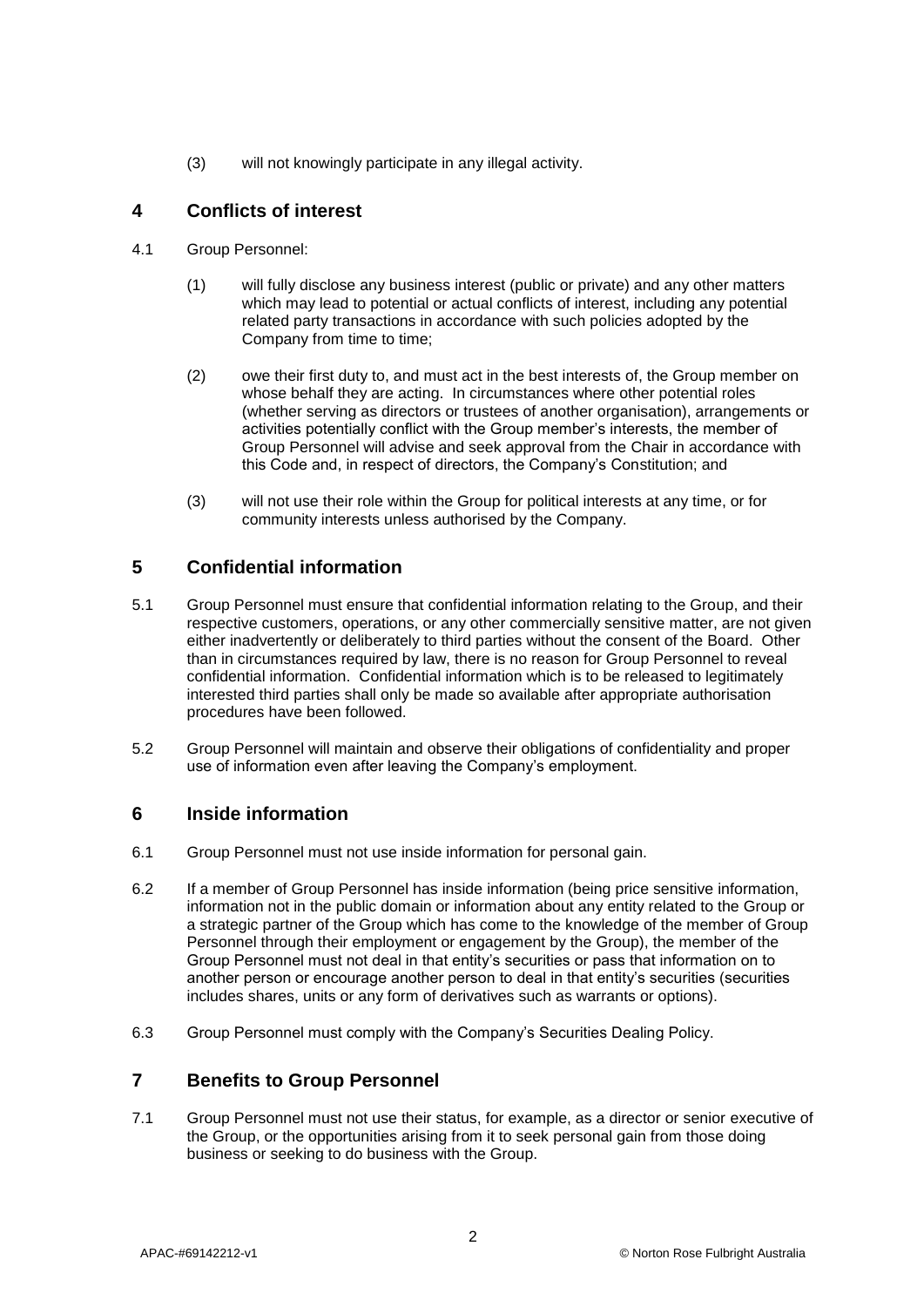(3) will not knowingly participate in any illegal activity.

## 4 Conflicts of interest

4.1 Group Personnel:

(1) will fully disclose any business interest (public or private) and any other matters which may lead to potential or actual conflicts of interest, including any potential related party transactions in accordance with such policies adopted by the Company from time to time;

(2) owe their first duty to, and must act in the best interests of, the Group member on whose behalf they are acting. In circumstances where other potential roles (whether serving as directors or trustees of another organisation), arrangements or activities potentially conflict with the Group member's interests, the member of Group Personnel will advise and seek approval from the Chair in accordance with this Code and, in respect of directors, the Company's Constitution; and

(3) will not use their role within the Group for political interests at any time, or for community interests unless authorised by the Company.

## 5 Confidential information

5.1 Group Personnel must ensure that confidential information relating to the Group, and their respective customers, operations, or any other commercially sensitive matter, are not given either inadvertently or deliberately to third parties without the consent of the Board. Other than in circumstances required by law, there is no reason for Group Personnel to reveal confidential information. Confidential information which is to be released to legitimately interested third parties shall only be made so available after appropriate authorisation procedures have been followed.

5.2 Group Personnel will maintain and observe their obligations of confidentiality and proper use of information even after leaving the Company's employment.

## 6 Inside information

6.1 Group Personnel must not use inside information for personal gain.

6.2 If a member of Group Personnel has inside information (being price sensitive information, information not in the public domain or information about any entity related to the Group or a strategic partner of the Group which has come to the knowledge of the member of Group Personnel through their employment or engagement by the Group), the member of the Group Personnel must not deal in that entity's securities or pass that information on to another person or encourage another person to deal in that entity's securities (securities includes shares, units or any form of derivatives such as warrants or options).

6.3 Group Personnel must comply with the Company's Securities Dealing Policy.

## 7 Benefits to Group Personnel

7.1 Group Personnel must not use their status, for example, as a director or senior executive of the Group, or the opportunities arising from it to seek personal gain from those doing business or seeking to do business with the Group.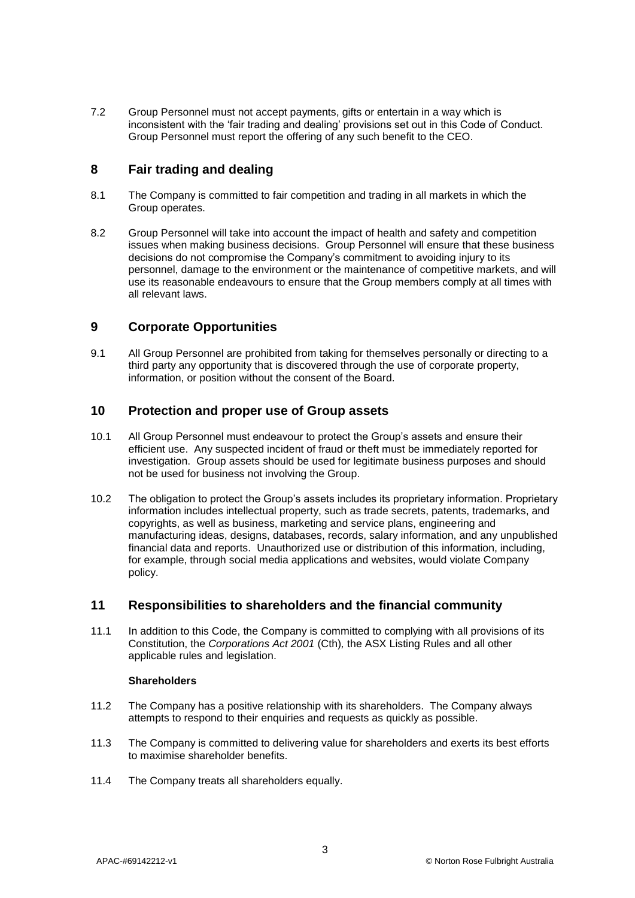7.2 Group Personnel must not accept payments, gifts or entertain in a way which is inconsistent with the 'fair trading and dealing' provisions set out in this Code of Conduct. Group Personnel must report the offering of any such benefit to the CEO.

## 8 Fair trading and dealing

8.1 The Company is committed to fair competition and trading in all markets in which the Group operates.

8.2 Group Personnel will take into account the impact of health and safety and competition issues when making business decisions. Group Personnel will ensure that these business decisions do not compromise the Company's commitment to avoiding injury to its personnel, damage to the environment or the maintenance of competitive markets, and will use its reasonable endeavours to ensure that the Group members comply at all times with all relevant laws.

## 9 Corporate Opportunities

9.1 All Group Personnel are prohibited from taking for themselves personally or directing to a third party any opportunity that is discovered through the use of corporate property, information, or position without the consent of the Board.

## 10 Protection and proper use of Group assets

10.1 All Group Personnel must endeavour to protect the Group's assets and ensure their efficient use. Any suspected incident of fraud or theft must be immediately reported for investigation. Group assets should be used for legitimate business purposes and should not be used for business not involving the Group.

10.2 The obligation to protect the Group's assets includes its proprietary information. Proprietary information includes intellectual property, such as trade secrets, patents, trademarks, and copyrights, as well as business, marketing and service plans, engineering and manufacturing ideas, designs, databases, records, salary information, and any unpublished financial data and reports. Unauthorized use or distribution of this information, including, for example, through social media applications and websites, would violate Company policy.

## 11 Responsibilities to shareholders and the financial community

11.1 In addition to this Code, the Company is committed to complying with all provisions of its Constitution, the *Corporations Act 2001* (Cth)*,* the ASX Listing Rules and all other applicable rules and legislation.

**Shareholders**

11.2 The Company has a positive relationship with its shareholders. The Company always attempts to respond to their enquiries and requests as quickly as possible.

11.3 The Company is committed to delivering value for shareholders and exerts its best efforts to maximise shareholder benefits.

11.4 The Company treats all shareholders equally.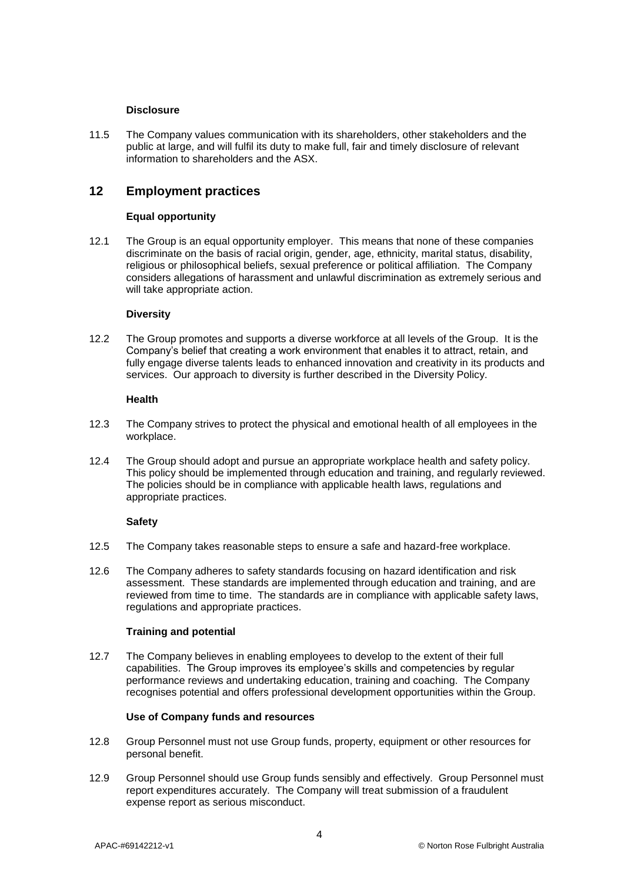**Disclosure**

11.5 The Company values communication with its shareholders, other stakeholders and the public at large, and will fulfil its duty to make full, fair and timely disclosure of relevant information to shareholders and the ASX.

## 12 Employment practices

**Equal opportunity**

12.1 The Group is an equal opportunity employer. This means that none of these companies discriminate on the basis of racial origin, gender, age, ethnicity, marital status, disability, religious or philosophical beliefs, sexual preference or political affiliation. The Company considers allegations of harassment and unlawful discrimination as extremely serious and will take appropriate action.

**Diversity**

12.2 The Group promotes and supports a diverse workforce at all levels of the Group. It is the Company's belief that creating a work environment that enables it to attract, retain, and fully engage diverse talents leads to enhanced innovation and creativity in its products and services. Our approach to diversity is further described in the Diversity Policy.

**Health**

12.3 The Company strives to protect the physical and emotional health of all employees in the workplace.

12.4 The Group should adopt and pursue an appropriate workplace health and safety policy. This policy should be implemented through education and training, and regularly reviewed. The policies should be in compliance with applicable health laws, regulations and appropriate practices.

**Safety**

12.5 The Company takes reasonable steps to ensure a safe and hazard-free workplace.

12.6 The Company adheres to safety standards focusing on hazard identification and risk assessment. These standards are implemented through education and training, and are reviewed from time to time. The standards are in compliance with applicable safety laws, regulations and appropriate practices.

**Training and potential**

12.7 The Company believes in enabling employees to develop to the extent of their full capabilities. The Group improves its employee's skills and competencies by regular performance reviews and undertaking education, training and coaching. The Company recognises potential and offers professional development opportunities within the Group.

**Use of Company funds and resources**

12.8 Group Personnel must not use Group funds, property, equipment or other resources for personal benefit.

12.9 Group Personnel should use Group funds sensibly and effectively. Group Personnel must report expenditures accurately. The Company will treat submission of a fraudulent expense report as serious misconduct.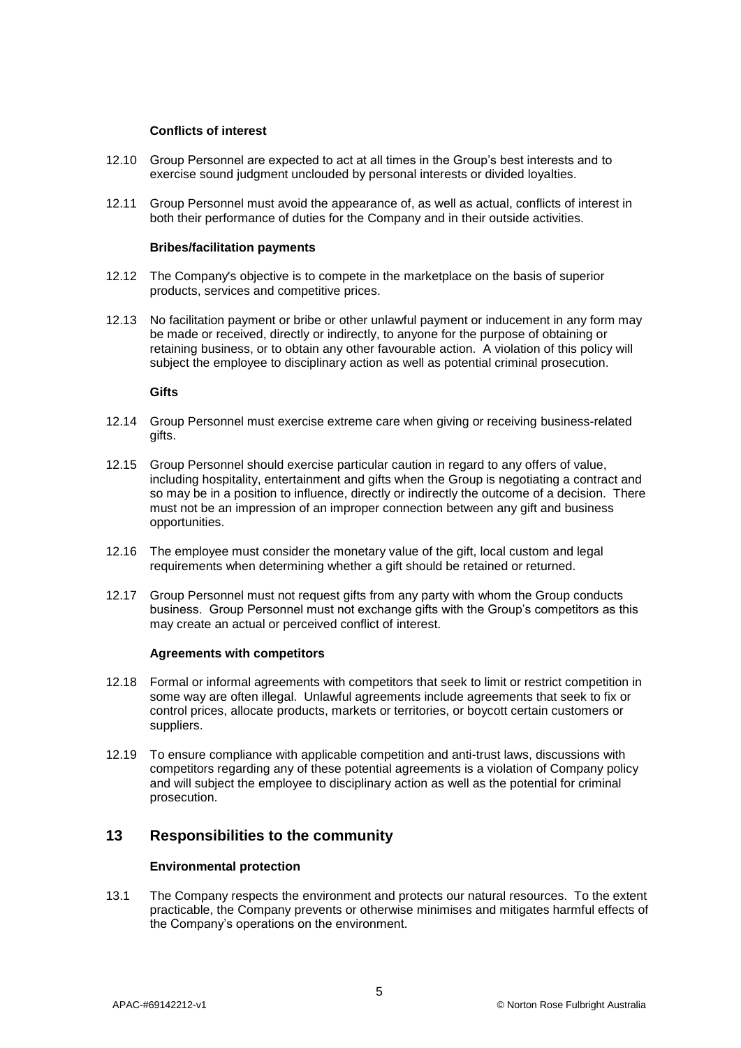**Conflicts of interest**

12.10 Group Personnel are expected to act at all times in the Group's best interests and to exercise sound judgment unclouded by personal interests or divided loyalties.

12.11 Group Personnel must avoid the appearance of, as well as actual, conflicts of interest in both their performance of duties for the Company and in their outside activities.

**Bribes/facilitation payments**

12.12 The Company's objective is to compete in the marketplace on the basis of superior products, services and competitive prices.

12.13 No facilitation payment or bribe or other unlawful payment or inducement in any form may be made or received, directly or indirectly, to anyone for the purpose of obtaining or retaining business, or to obtain any other favourable action. A violation of this policy will subject the employee to disciplinary action as well as potential criminal prosecution.

**Gifts**

12.14 Group Personnel must exercise extreme care when giving or receiving business-related gifts.

12.15 Group Personnel should exercise particular caution in regard to any offers of value, including hospitality, entertainment and gifts when the Group is negotiating a contract and so may be in a position to influence, directly or indirectly the outcome of a decision. There must not be an impression of an improper connection between any gift and business opportunities.

12.16 The employee must consider the monetary value of the gift, local custom and legal requirements when determining whether a gift should be retained or returned.

12.17 Group Personnel must not request gifts from any party with whom the Group conducts business. Group Personnel must not exchange gifts with the Group's competitors as this may create an actual or perceived conflict of interest.

**Agreements with competitors**

12.18 Formal or informal agreements with competitors that seek to limit or restrict competition in some way are often illegal. Unlawful agreements include agreements that seek to fix or control prices, allocate products, markets or territories, or boycott certain customers or suppliers.

12.19 To ensure compliance with applicable competition and anti-trust laws, discussions with competitors regarding any of these potential agreements is a violation of Company policy and will subject the employee to disciplinary action as well as the potential for criminal prosecution.

## 13 Responsibilities to the community

**Environmental protection**

13.1 The Company respects the environment and protects our natural resources. To the extent practicable, the Company prevents or otherwise minimises and mitigates harmful effects of the Company's operations on the environment.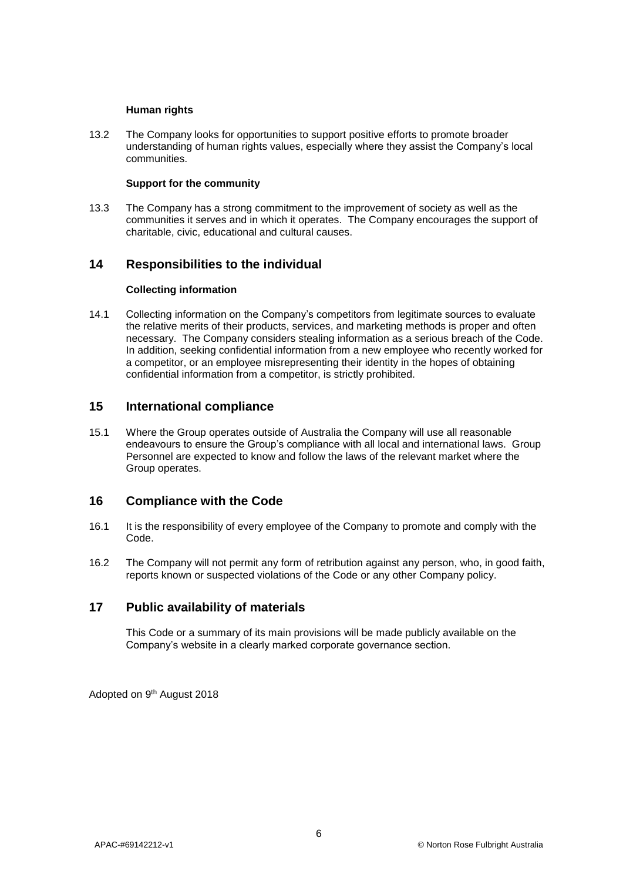### Human rights

13.2 The Company looks for opportunities to support positive efforts to promote broader understanding of human rights values, especially where they assist the Company's local communities.

### Support for the community

13.3 The Company has a strong commitment to the improvement of society as well as the communities it serves and in which it operates. The Company encourages the support of charitable, civic, educational and cultural causes.

## 14 Responsibilities to the individual

### Collecting information

14.1 Collecting information on the Company's competitors from legitimate sources to evaluate the relative merits of their products, services, and marketing methods is proper and often necessary. The Company considers stealing information as a serious breach of the Code. In addition, seeking confidential information from a new employee who recently worked for a competitor, or an employee misrepresenting their identity in the hopes of obtaining confidential information from a competitor, is strictly prohibited.

## 15 International compliance

15.1 Where the Group operates outside of Australia the Company will use all reasonable endeavours to ensure the Group's compliance with all local and international laws. Group Personnel are expected to know and follow the laws of the relevant market where the Group operates.

## 16 Compliance with the Code

16.1 It is the responsibility of every employee of the Company to promote and comply with the Code.

16.2 The Company will not permit any form of retribution against any person, who, in good faith, reports known or suspected violations of the Code or any other Company policy.

## 17 Public availability of materials

This Code or a summary of its main provisions will be made publicly available on the Company's website in a clearly marked corporate governance section.

Adopted on 9th August 2018